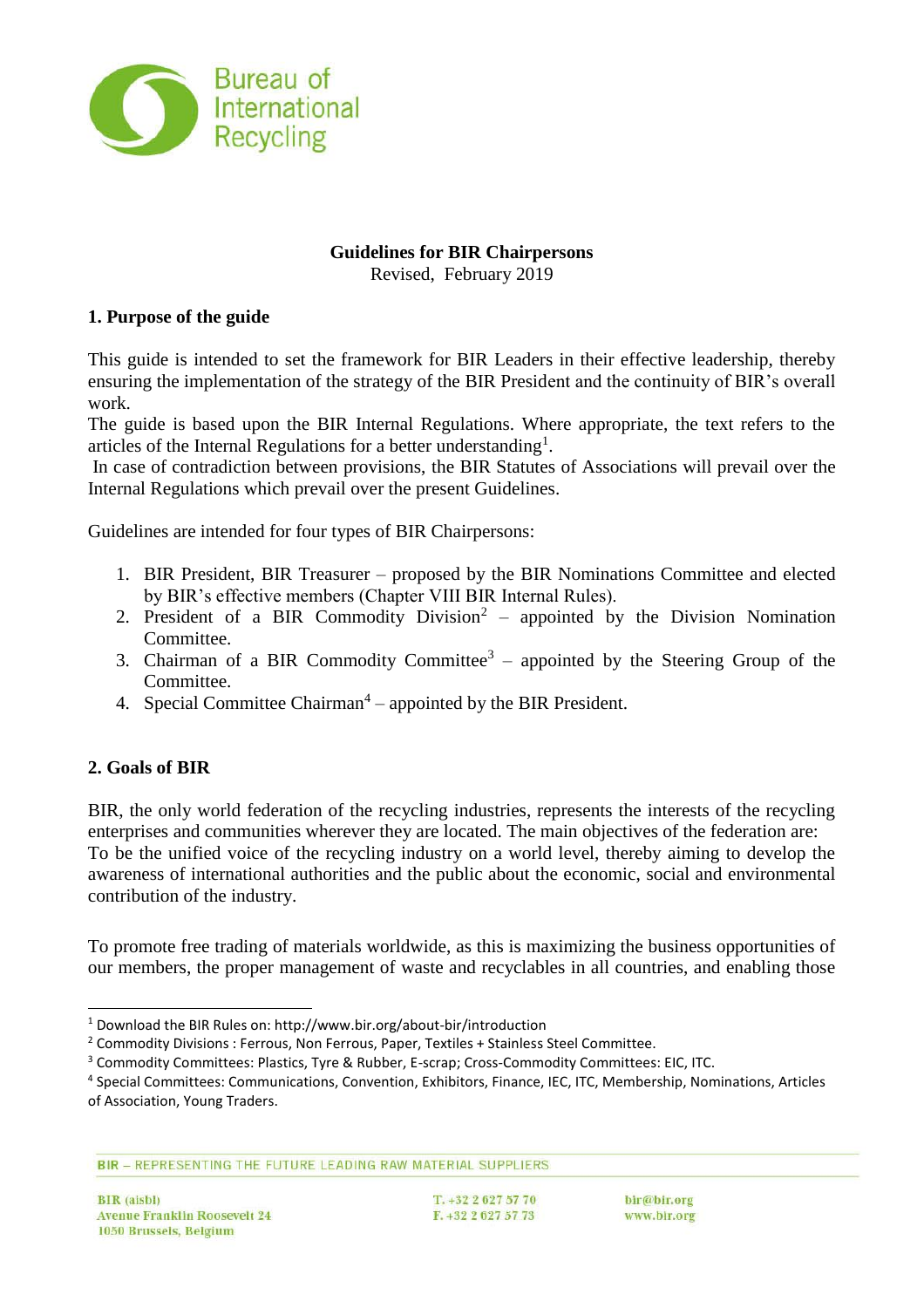**Guidelines for BIR Chairpersons**

Revised, February 2019

## 1. Purpose of the guide

This guide is intended to set the framework for BIR Leaders in their effective leadership, thereby ensuring the implementation of the strategy of the BIR President and the continuity of BIR's overall work.

The guide is based upon the BIR Internal Regulations. Where appropriate, the text refers to the articles of the Internal Regulations for a better understanding[1].

In case of contradiction between provisions, the BIR Statutes of Associations will prevail over the Internal Regulations which prevail over the present Guidelines.

Guidelines are intended for four types of BIR Chairpersons:

1. BIR President, BIR Treasurer – proposed by the BIR Nominations Committee and elected by BIR's effective members (Chapter VIII BIR Internal Rules).
2. President of a BIR Commodity Division[2] – appointed by the Division Nomination Committee.
3. Chairman of a BIR Commodity Committee[3] – appointed by the Steering Group of the Committee.
4. Special Committee Chairman[4] – appointed by the BIR President.

## 2. Goals of BIR

BIR, the only world federation of the recycling industries, represents the interests of the recycling enterprises and communities wherever they are located. The main objectives of the federation are:

To be the unified voice of the recycling industry on a world level, thereby aiming to develop the awareness of international authorities and the public about the economic, social and environmental contribution of the industry.

To promote free trading of materials worldwide, as this is maximizing the business opportunities of our members, the proper management of waste and recyclables in all countries, and enabling those

---

[1] Download the BIR Rules on: http://www.bir.org/about-bir/introduction

[2] Commodity Divisions : Ferrous, Non Ferrous, Paper, Textiles + Stainless Steel Committee.

[3] Commodity Committees: Plastics, Tyre & Rubber, E-scrap; Cross-Commodity Committees: EIC, ITC.

[4] Special Committees: Communications, Convention, Exhibitors, Finance, IEC, ITC, Membership, Nominations, Articles of Association, Young Traders.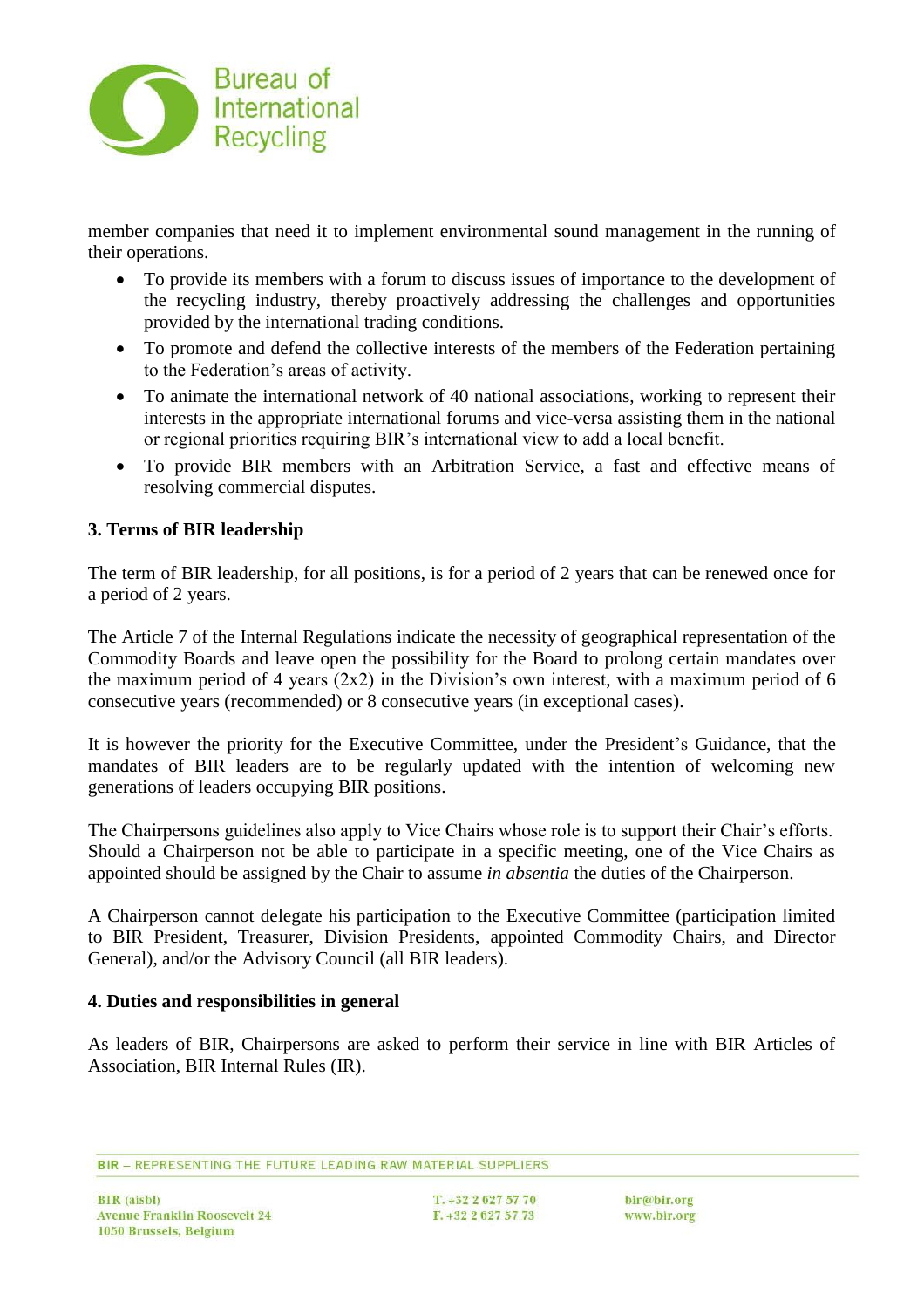member companies that need it to implement environmental sound management in the running of their operations.

- To provide its members with a forum to discuss issues of importance to the development of the recycling industry, thereby proactively addressing the challenges and opportunities provided by the international trading conditions.
- To promote and defend the collective interests of the members of the Federation pertaining to the Federation's areas of activity.
- To animate the international network of 40 national associations, working to represent their interests in the appropriate international forums and vice-versa assisting them in the national or regional priorities requiring BIR's international view to add a local benefit.
- To provide BIR members with an Arbitration Service, a fast and effective means of resolving commercial disputes.

## 3. Terms of BIR leadership

The term of BIR leadership, for all positions, is for a period of 2 years that can be renewed once for a period of 2 years.

The Article 7 of the Internal Regulations indicate the necessity of geographical representation of the Commodity Boards and leave open the possibility for the Board to prolong certain mandates over the maximum period of 4 years (2x2) in the Division's own interest, with a maximum period of 6 consecutive years (recommended) or 8 consecutive years (in exceptional cases).

It is however the priority for the Executive Committee, under the President's Guidance, that the mandates of BIR leaders are to be regularly updated with the intention of welcoming new generations of leaders occupying BIR positions.

The Chairpersons guidelines also apply to Vice Chairs whose role is to support their Chair's efforts. Should a Chairperson not be able to participate in a specific meeting, one of the Vice Chairs as appointed should be assigned by the Chair to assume *in absentia* the duties of the Chairperson.

A Chairperson cannot delegate his participation to the Executive Committee (participation limited to BIR President, Treasurer, Division Presidents, appointed Commodity Chairs, and Director General), and/or the Advisory Council (all BIR leaders).

## 4. Duties and responsibilities in general

As leaders of BIR, Chairpersons are asked to perform their service in line with BIR Articles of Association, BIR Internal Rules (IR).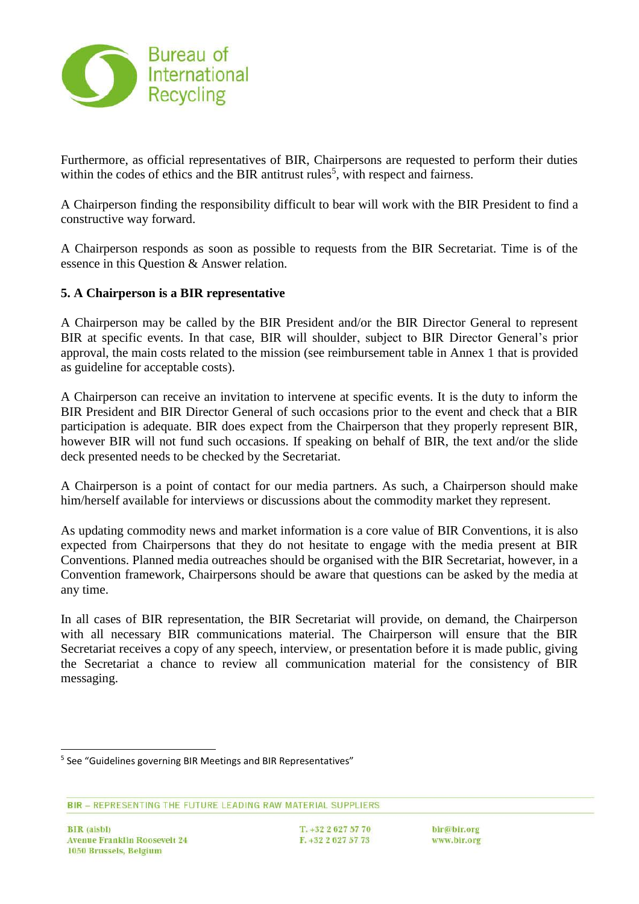Furthermore, as official representatives of BIR, Chairpersons are requested to perform their duties within the codes of ethics and the BIR antitrust rules[5], with respect and fairness.

A Chairperson finding the responsibility difficult to bear will work with the BIR President to find a constructive way forward.

A Chairperson responds as soon as possible to requests from the BIR Secretariat. Time is of the essence in this Question & Answer relation.

**5. A Chairperson is a BIR representative**

A Chairperson may be called by the BIR President and/or the BIR Director General to represent BIR at specific events. In that case, BIR will shoulder, subject to BIR Director General's prior approval, the main costs related to the mission (see reimbursement table in Annex 1 that is provided as guideline for acceptable costs).

A Chairperson can receive an invitation to intervene at specific events. It is the duty to inform the BIR President and BIR Director General of such occasions prior to the event and check that a BIR participation is adequate. BIR does expect from the Chairperson that they properly represent BIR, however BIR will not fund such occasions. If speaking on behalf of BIR, the text and/or the slide deck presented needs to be checked by the Secretariat.

A Chairperson is a point of contact for our media partners. As such, a Chairperson should make him/herself available for interviews or discussions about the commodity market they represent.

As updating commodity news and market information is a core value of BIR Conventions, it is also expected from Chairpersons that they do not hesitate to engage with the media present at BIR Conventions. Planned media outreaches should be organised with the BIR Secretariat, however, in a Convention framework, Chairpersons should be aware that questions can be asked by the media at any time.

In all cases of BIR representation, the BIR Secretariat will provide, on demand, the Chairperson with all necessary BIR communications material. The Chairperson will ensure that the BIR Secretariat receives a copy of any speech, interview, or presentation before it is made public, giving the Secretariat a chance to review all communication material for the consistency of BIR messaging.

[5] See "Guidelines governing BIR Meetings and BIR Representatives"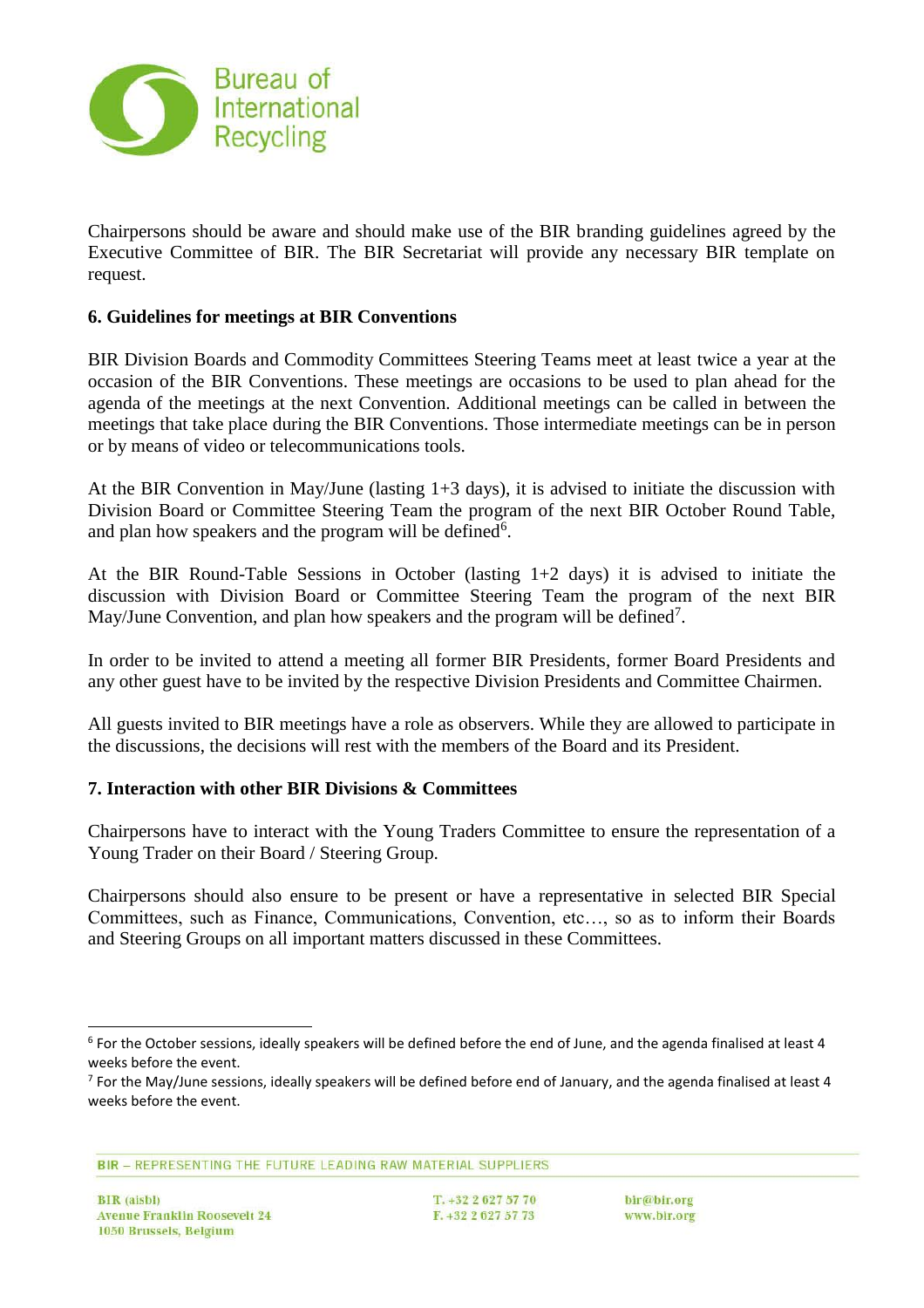Chairpersons should be aware and should make use of the BIR branding guidelines agreed by the Executive Committee of BIR. The BIR Secretariat will provide any necessary BIR template on request.

**6. Guidelines for meetings at BIR Conventions**

BIR Division Boards and Commodity Committees Steering Teams meet at least twice a year at the occasion of the BIR Conventions. These meetings are occasions to be used to plan ahead for the agenda of the meetings at the next Convention. Additional meetings can be called in between the meetings that take place during the BIR Conventions. Those intermediate meetings can be in person or by means of video or telecommunications tools.

At the BIR Convention in May/June (lasting 1+3 days), it is advised to initiate the discussion with Division Board or Committee Steering Team the program of the next BIR October Round Table, and plan how speakers and the program will be defined[6].

At the BIR Round-Table Sessions in October (lasting 1+2 days) it is advised to initiate the discussion with Division Board or Committee Steering Team the program of the next BIR May/June Convention, and plan how speakers and the program will be defined[7].

In order to be invited to attend a meeting all former BIR Presidents, former Board Presidents and any other guest have to be invited by the respective Division Presidents and Committee Chairmen.

All guests invited to BIR meetings have a role as observers. While they are allowed to participate in the discussions, the decisions will rest with the members of the Board and its President.

**7. Interaction with other BIR Divisions & Committees**

Chairpersons have to interact with the Young Traders Committee to ensure the representation of a Young Trader on their Board / Steering Group.

Chairpersons should also ensure to be present or have a representative in selected BIR Special Committees, such as Finance, Communications, Convention, etc…, so as to inform their Boards and Steering Groups on all important matters discussed in these Committees.

---

[6] For the October sessions, ideally speakers will be defined before the end of June, and the agenda finalised at least 4 weeks before the event.

[7] For the May/June sessions, ideally speakers will be defined before end of January, and the agenda finalised at least 4 weeks before the event.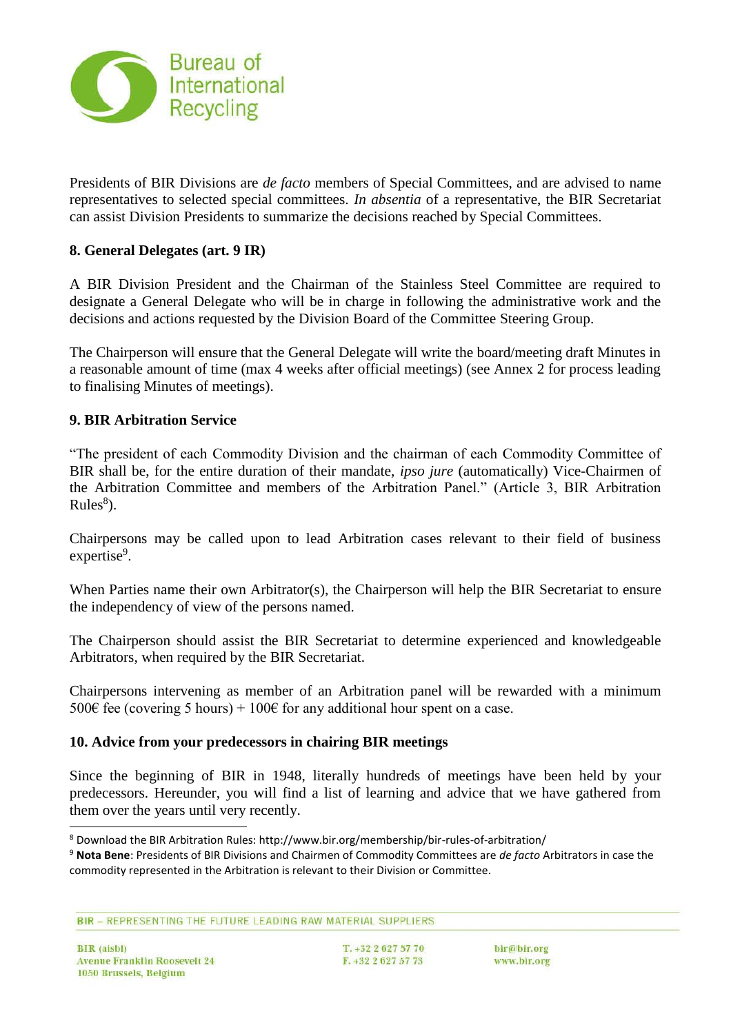Presidents of BIR Divisions are *de facto* members of Special Committees, and are advised to name representatives to selected special committees. *In absentia* of a representative, the BIR Secretariat can assist Division Presidents to summarize the decisions reached by Special Committees.

### 8. General Delegates (art. 9 IR)

A BIR Division President and the Chairman of the Stainless Steel Committee are required to designate a General Delegate who will be in charge in following the administrative work and the decisions and actions requested by the Division Board of the Committee Steering Group.

The Chairperson will ensure that the General Delegate will write the board/meeting draft Minutes in a reasonable amount of time (max 4 weeks after official meetings) (see Annex 2 for process leading to finalising Minutes of meetings).

### 9. BIR Arbitration Service

"The president of each Commodity Division and the chairman of each Commodity Committee of BIR shall be, for the entire duration of their mandate, *ipso jure* (automatically) Vice-Chairmen of the Arbitration Committee and members of the Arbitration Panel." (Article 3, BIR Arbitration Rules[8]).

Chairpersons may be called upon to lead Arbitration cases relevant to their field of business expertise[9].

When Parties name their own Arbitrator(s), the Chairperson will help the BIR Secretariat to ensure the independency of view of the persons named.

The Chairperson should assist the BIR Secretariat to determine experienced and knowledgeable Arbitrators, when required by the BIR Secretariat.

Chairpersons intervening as member of an Arbitration panel will be rewarded with a minimum 500€ fee (covering 5 hours) + 100€ for any additional hour spent on a case.

### 10. Advice from your predecessors in chairing BIR meetings

Since the beginning of BIR in 1948, literally hundreds of meetings have been held by your predecessors. Hereunder, you will find a list of learning and advice that we have gathered from them over the years until very recently.

---

[8] Download the BIR Arbitration Rules: http://www.bir.org/membership/bir-rules-of-arbitration/

[9] **Nota Bene**: Presidents of BIR Divisions and Chairmen of Commodity Committees are *de facto* Arbitrators in case the commodity represented in the Arbitration is relevant to their Division or Committee.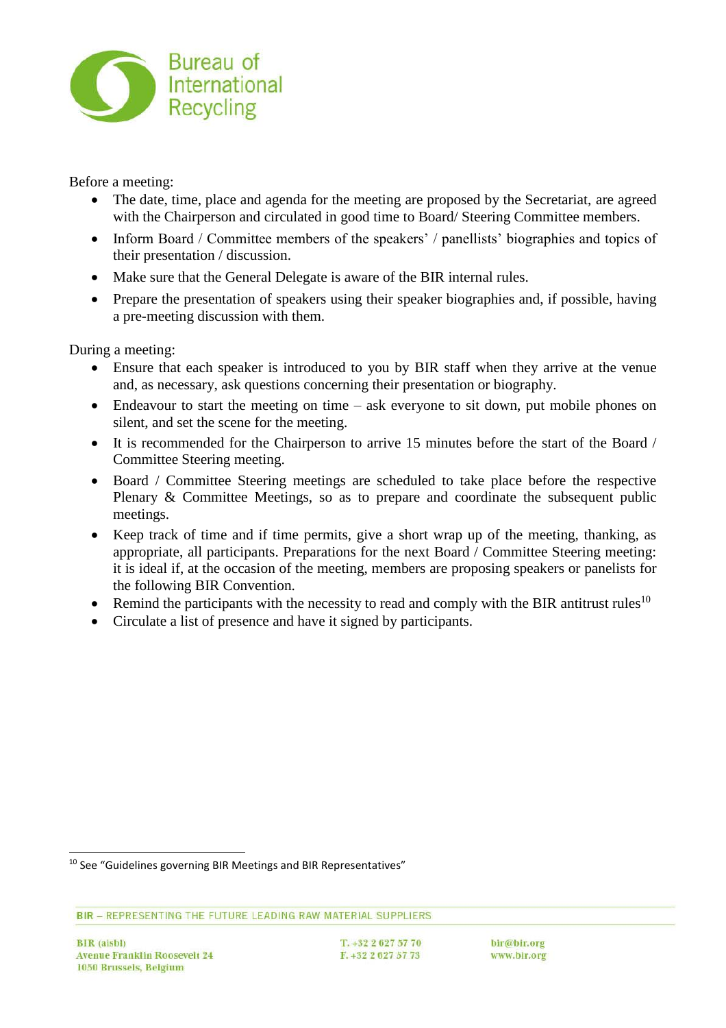Before a meeting:

- The date, time, place and agenda for the meeting are proposed by the Secretariat, are agreed with the Chairperson and circulated in good time to Board/ Steering Committee members.
- Inform Board / Committee members of the speakers' / panellists' biographies and topics of their presentation / discussion.
- Make sure that the General Delegate is aware of the BIR internal rules.
- Prepare the presentation of speakers using their speaker biographies and, if possible, having a pre-meeting discussion with them.

During a meeting:

- Ensure that each speaker is introduced to you by BIR staff when they arrive at the venue and, as necessary, ask questions concerning their presentation or biography.
- Endeavour to start the meeting on time – ask everyone to sit down, put mobile phones on silent, and set the scene for the meeting.
- It is recommended for the Chairperson to arrive 15 minutes before the start of the Board / Committee Steering meeting.
- Board / Committee Steering meetings are scheduled to take place before the respective Plenary & Committee Meetings, so as to prepare and coordinate the subsequent public meetings.
- Keep track of time and if time permits, give a short wrap up of the meeting, thanking, as appropriate, all participants. Preparations for the next Board / Committee Steering meeting: it is ideal if, at the occasion of the meeting, members are proposing speakers or panelists for the following BIR Convention.
- Remind the participants with the necessity to read and comply with the BIR antitrust rules[10]
- Circulate a list of presence and have it signed by participants.

[10] See "Guidelines governing BIR Meetings and BIR Representatives"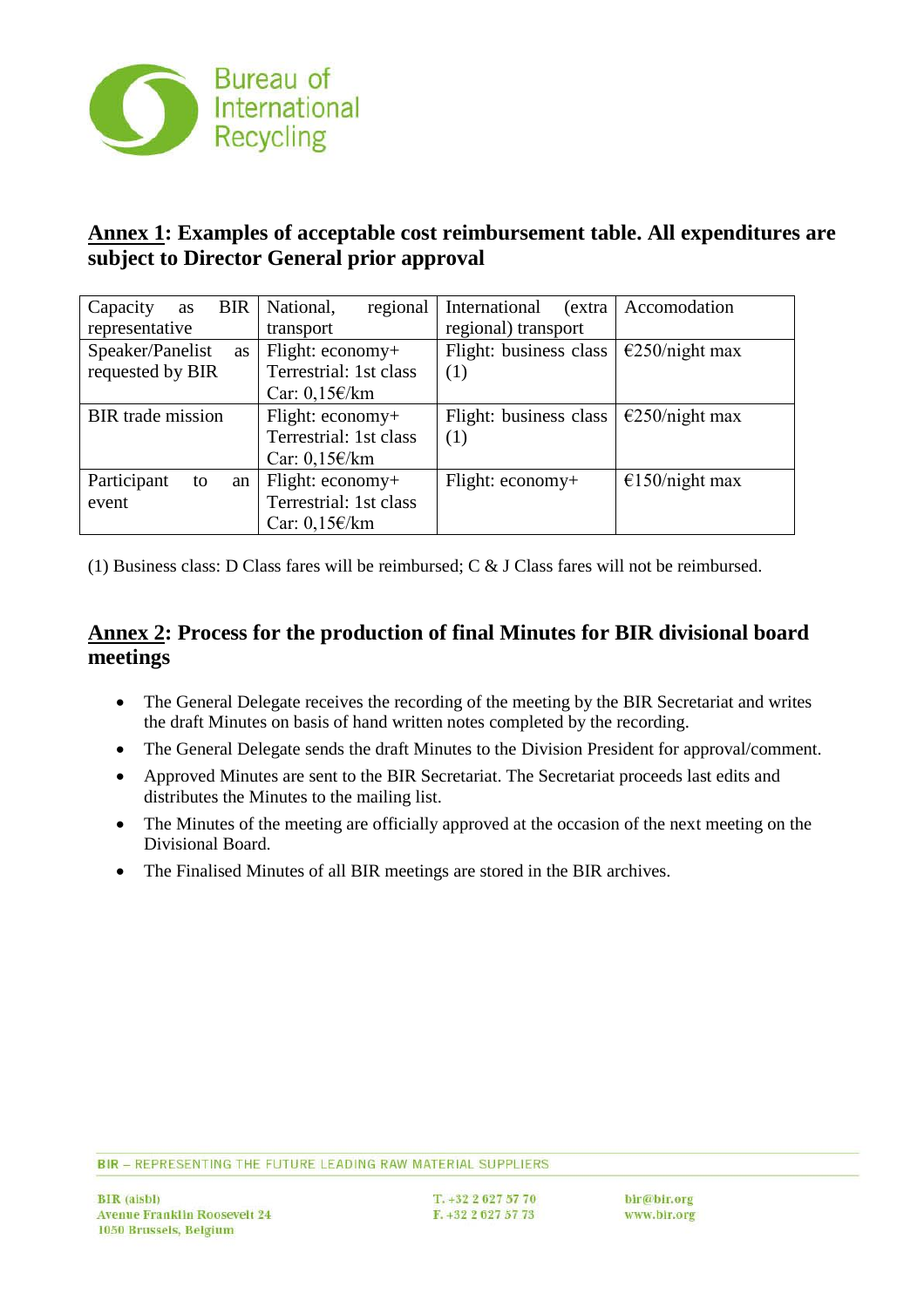## Annex 1: Examples of acceptable cost reimbursement table. All expenditures are subject to Director General prior approval

| Capacity as BIR representative | National, regional transport | International (extra regional) transport | Accomodation |
|---|---|---|---|
| Speaker/Panelist as requested by BIR | Flight: economy+<br>Terrestrial: 1st class<br>Car: 0,15€/km | Flight: business class (1) | €250/night max |
| BIR trade mission | Flight: economy+<br>Terrestrial: 1st class<br>Car: 0,15€/km | Flight: business class (1) | €250/night max |
| Participant to an event | Flight: economy+<br>Terrestrial: 1st class<br>Car: 0,15€/km | Flight: economy+ | €150/night max |

(1) Business class: D Class fares will be reimbursed; C & J Class fares will not be reimbursed.

## Annex 2: Process for the production of final Minutes for BIR divisional board meetings

- The General Delegate receives the recording of the meeting by the BIR Secretariat and writes the draft Minutes on basis of hand written notes completed by the recording.
- The General Delegate sends the draft Minutes to the Division President for approval/comment.
- Approved Minutes are sent to the BIR Secretariat. The Secretariat proceeds last edits and distributes the Minutes to the mailing list.
- The Minutes of the meeting are officially approved at the occasion of the next meeting on the Divisional Board.
- The Finalised Minutes of all BIR meetings are stored in the BIR archives.